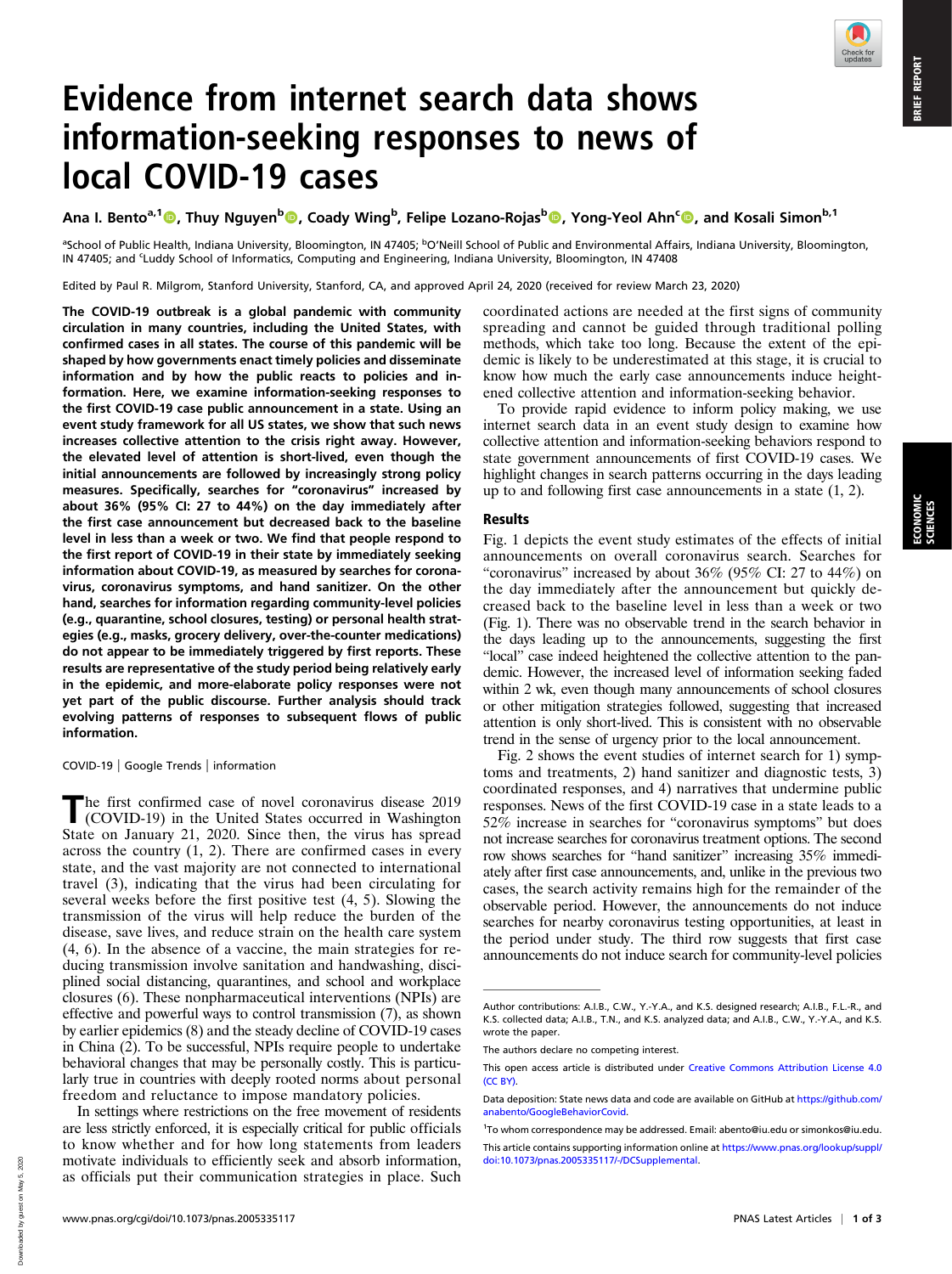# Evidence from internet search data shows information-seeking responses to news of local COVID-19 cases

Ana I. Bento[a,1], Thuy Nguyen[b], Coady Wing[b], Felipe Lozano-Rojas[b], Yong-Yeol Ahn[c], and Kosali Simon[b,1]

[a]School of Public Health, Indiana University, Bloomington, IN 47405; [b]O'Neill School of Public and Environmental Affairs, Indiana University, Bloomington, IN 47405; and [c]Luddy School of Informatics, Computing and Engineering, Indiana University, Bloomington, IN 47408

Edited by Paul R. Milgrom, Stanford University, Stanford, CA, and approved April 24, 2020 (received for review March 23, 2020)

**The COVID-19 outbreak is a global pandemic with community circulation in many countries, including the United States, with confirmed cases in all states. The course of this pandemic will be shaped by how governments enact timely policies and disseminate information and by how the public reacts to policies and information. Here, we examine information-seeking responses to the first COVID-19 case public announcement in a state. Using an event study framework for all US states, we show that such news increases collective attention to the crisis right away. However, the elevated level of attention is short-lived, even though the initial announcements are followed by increasingly strong policy measures. Specifically, searches for "coronavirus" increased by about 36% (95% CI: 27 to 44%) on the day immediately after the first case announcement but decreased back to the baseline level in less than a week or two. We find that people respond to the first report of COVID-19 in their state by immediately seeking information about COVID-19, as measured by searches for coronavirus, coronavirus symptoms, and hand sanitizer. On the other hand, searches for information regarding community-level policies (e.g., quarantine, school closures, testing) or personal health strategies (e.g., masks, grocery delivery, over-the-counter medications) do not appear to be immediately triggered by first reports. These results are representative of the study period being relatively early in the epidemic, and more-elaborate policy responses were not yet part of the public discourse. Further analysis should track evolving patterns of responses to subsequent flows of public information.**

COVID-19 | Google Trends | information

The first confirmed case of novel coronavirus disease 2019 (COVID-19) in the United States occurred in Washington State on January 21, 2020. Since then, the virus has spread across the country (1, 2). There are confirmed cases in every state, and the vast majority are not connected to international travel (3), indicating that the virus had been circulating for several weeks before the first positive test (4, 5). Slowing the transmission of the virus will help reduce the burden of the disease, save lives, and reduce strain on the health care system (4, 6). In the absence of a vaccine, the main strategies for reducing transmission involve sanitation and handwashing, disciplined social distancing, quarantines, and school and workplace closures (6). These nonpharmaceutical interventions (NPIs) are effective and powerful ways to control transmission (7), as shown by earlier epidemics (8) and the steady decline of COVID-19 cases in China (2). To be successful, NPIs require people to undertake behavioral changes that may be personally costly. This is particularly true in countries with deeply rooted norms about personal freedom and reluctance to impose mandatory policies.

In settings where restrictions on the free movement of residents are less strictly enforced, it is especially critical for public officials to know whether and for how long statements from leaders motivate individuals to efficiently seek and absorb information, as officials put their communication strategies in place. Such coordinated actions are needed at the first signs of community spreading and cannot be guided through traditional polling methods, which take too long. Because the extent of the epidemic is likely to be underestimated at this stage, it is crucial to know how much the early case announcements induce heightened collective attention and information-seeking behavior.

To provide rapid evidence to inform policy making, we use internet search data in an event study design to examine how collective attention and information-seeking behaviors respond to state government announcements of first COVID-19 cases. We highlight changes in search patterns occurring in the days leading up to and following first case announcements in a state (1, 2).

## Results

Fig. 1 depicts the event study estimates of the effects of initial announcements on overall coronavirus search. Searches for "coronavirus" increased by about 36% (95% CI: 27 to 44%) on the day immediately after the announcement but quickly decreased back to the baseline level in less than a week or two (Fig. 1). There was no observable trend in the search behavior in the days leading up to the announcements, suggesting the first "local" case indeed heightened the collective attention to the pandemic. However, the increased level of information seeking faded within 2 wk, even though many announcements of school closures or other mitigation strategies followed, suggesting that increased attention is only short-lived. This is consistent with no observable trend in the sense of urgency prior to the local announcement.

Fig. 2 shows the event studies of internet search for 1) symptoms and treatments, 2) hand sanitizer and diagnostic tests, 3) coordinated responses, and 4) narratives that undermine public responses. News of the first COVID-19 case in a state leads to a 52% increase in searches for "coronavirus symptoms" but does not increase searches for coronavirus treatment options. The second row shows searches for "hand sanitizer" increasing 35% immediately after first case announcements, and, unlike in the previous two cases, the search activity remains high for the remainder of the observable period. However, the announcements do not induce searches for nearby coronavirus testing opportunities, at least in the period under study. The third row suggests that first case announcements do not induce search for community-level policies

Author contributions: A.I.B., C.W., Y.-Y.A., and K.S. designed research; A.I.B., F.L.-R., and K.S. collected data; A.I.B., T.N., and K.S. analyzed data; and A.I.B., C.W., Y.-Y.A., and K.S. wrote the paper.

The authors declare no competing interest.

This open access article is distributed under Creative Commons Attribution License 4.0 (CC BY).

Data deposition: State news data and code are available on GitHub at https://github.com/anabento/GoogleBehaviorCovid.

[1]To whom correspondence may be addressed. Email: abento@iu.edu or simonkos@iu.edu.

This article contains supporting information online at https://www.pnas.org/lookup/suppl/doi:10.1073/pnas.2005335117/-/DCSupplemental.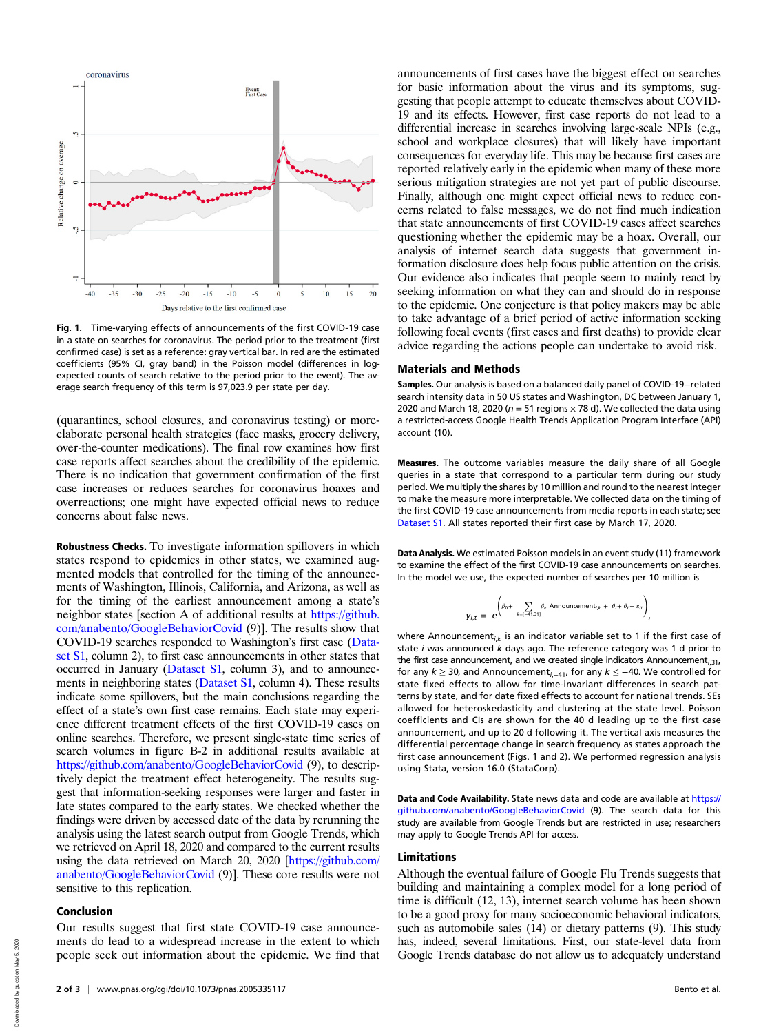Fig. 1. Time-varying effects of announcements of the first COVID-19 case in a state on searches for coronavirus. The period prior to the treatment (first confirmed case) is set as a reference: gray vertical bar. In red are the estimated coefficients (95% CI, gray band) in the Poisson model (differences in log-expected counts of search relative to the period prior to the event). The average search frequency of this term is 97,023.9 per state per day.

(quarantines, school closures, and coronavirus testing) or more-elaborate personal health strategies (face masks, grocery delivery, over-the-counter medications). The final row examines how first case reports affect searches about the credibility of the epidemic. There is no indication that government confirmation of the first case increases or reduces searches for coronavirus hoaxes and overreactions; one might have expected official news to reduce concerns about false news.

**Robustness Checks.** To investigate information spillovers in which states respond to epidemics in other states, we examined augmented models that controlled for the timing of the announcements of Washington, Illinois, California, and Arizona, as well as for the timing of the earliest announcement among a state's neighbor states [section A of additional results at https://github.com/anabento/GoogleBehaviorCovid (9)]. The results show that COVID-19 searches responded to Washington's first case (Dataset S1, column 2), to first case announcements in other states that occurred in January (Dataset S1, column 3), and to announcements in neighboring states (Dataset S1, column 4). These results indicate some spillovers, but the main conclusions regarding the effect of a state's own first case remains. Each state may experience different treatment effects of the first COVID-19 cases on online searches. Therefore, we present single-state time series of search volumes in figure B-2 in additional results available at https://github.com/anabento/GoogleBehaviorCovid (9), to descriptively depict the treatment effect heterogeneity. The results suggest that information-seeking responses were larger and faster in late states compared to the early states. We checked whether the findings were driven by accessed date of the data by rerunning the analysis using the latest search output from Google Trends, which we retrieved on April 18, 2020 and compared to the current results using the data retrieved on March 20, 2020 [https://github.com/anabento/GoogleBehaviorCovid (9)]. These core results were not sensitive to this replication.

## Conclusion

Our results suggest that first state COVID-19 case announcements do lead to a widespread increase in the extent to which people seek out information about the epidemic. We find that announcements of first cases have the biggest effect on searches for basic information about the virus and its symptoms, suggesting that people attempt to educate themselves about COVID-19 and its effects. However, first case reports do not lead to a differential increase in searches involving large-scale NPIs (e.g., school and workplace closures) that will likely have important consequences for everyday life. This may be because first cases are reported relatively early in the epidemic when many of these more serious mitigation strategies are not yet part of public discourse. Finally, although one might expect official news to reduce concerns related to false messages, we do not find much indication that state announcements of first COVID-19 cases affect searches questioning whether the epidemic may be a hoax. Overall, our analysis of internet search data suggests that government information disclosure does help focus public attention on the crisis. Our evidence also indicates that people seem to mainly react by seeking information on what they can and should do in response to the epidemic. One conjecture is that policy makers may be able to take advantage of a brief period of active information seeking following focal events (first cases and first deaths) to provide clear advice regarding the actions people can undertake to avoid risk.

## Materials and Methods

**Samples.** Our analysis is based on a balanced daily panel of COVID-19–related search intensity data in 50 US states and Washington, DC between January 1, 2020 and March 18, 2020 ($n = 51$ regions × 78 d). We collected the data using a restricted-access Google Health Trends Application Program Interface (API) account (10).

**Measures.** The outcome variables measure the daily share of all Google queries in a state that correspond to a particular term during our study period. We multiply the shares by 10 million and round to the nearest integer to make the measure more interpretable. We collected data on the timing of the first COVID-19 case announcements from media reports in each state; see Dataset S1. All states reported their first case by March 17, 2020.

**Data Analysis.** We estimated Poisson models in an event study (11) framework to examine the effect of the first COVID-19 case announcements on searches. In the model we use, the expected number of searches per 10 million is

$$y_{i,t} = e^{\left(\beta_0 + \sum_{k \in [-41,31]} \beta_k \,\text{Announcement}_{i,k} \,+\, \theta_i + \theta_t + \varepsilon_{it}\right)},$$

where $\text{Announcement}_{i,k}$ is an indicator variable set to 1 if the first case of state $i$ was announced $k$ days ago. The reference category was 1 d prior to the first case announcement, and we created single indicators $\text{Announcement}_{i,31}$, for any $k \geq 30$, and $\text{Announcement}_{i,-41}$, for any $k \leq -40$. We controlled for state fixed effects to allow for time-invariant differences in search patterns by state, and for date fixed effects to account for national trends. SEs allowed for heteroskedasticity and clustering at the state level. Poisson coefficients and CIs are shown for the 40 d leading up to the first case announcement, and up to 20 d following it. The vertical axis measures the differential percentage change in search frequency as states approach the first case announcement (Figs. 1 and 2). We performed regression analysis using Stata, version 16.0 (StataCorp).

**Data and Code Availability.** State news data and code are available at https://github.com/anabento/GoogleBehaviorCovid (9). The search data for this study are available from Google Trends but are restricted in use; researchers may apply to Google Trends API for access.

## Limitations

Although the eventual failure of Google Flu Trends suggests that building and maintaining a complex model for a long period of time is difficult (12, 13), internet search volume has been shown to be a good proxy for many socioeconomic behavioral indicators, such as automobile sales (14) or dietary patterns (9). This study has, indeed, several limitations. First, our state-level data from Google Trends database do not allow us to adequately understand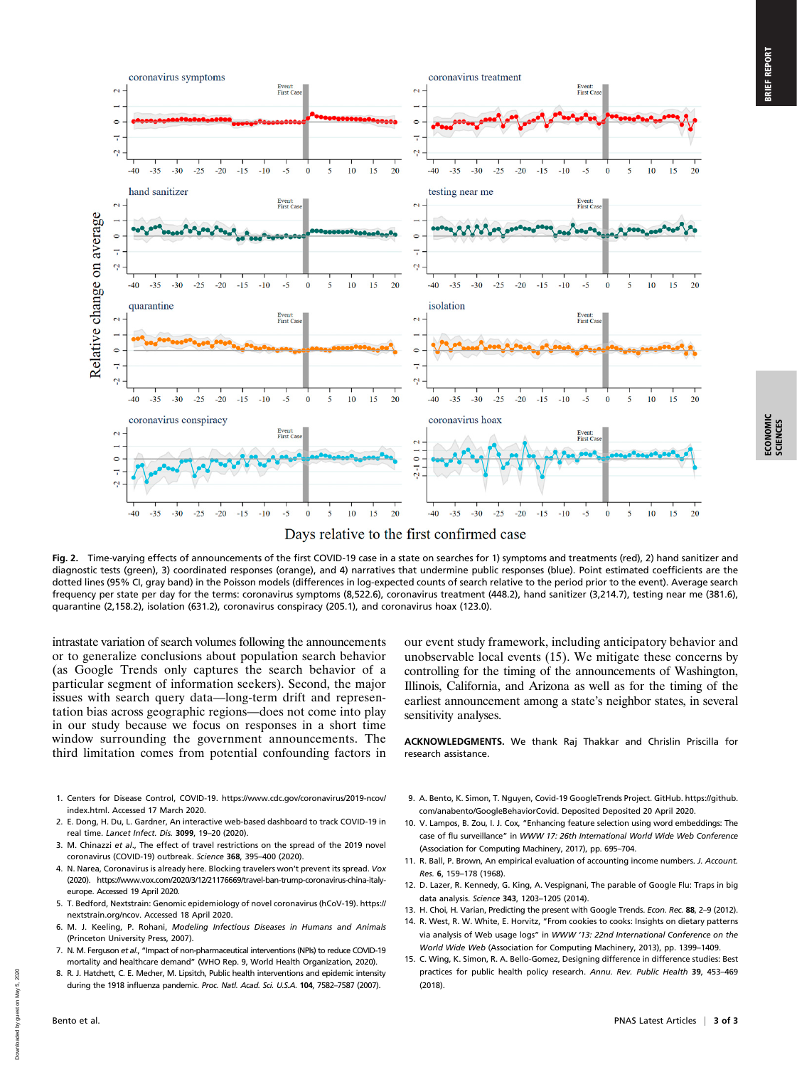coronavirus symptoms

coronavirus treatment

hand sanitizer

testing near me

quarantine

isolation

coronavirus conspiracy

coronavirus hoax

Event: First Case

Relative change on average

Days relative to the first confirmed case

-40 -35 -30 -25 -20 -15 -10 -5 0 5 10 15 20

**Fig. 2.** Time-varying effects of announcements of the first COVID-19 case in a state on searches for 1) symptoms and treatments (red), 2) hand sanitizer and diagnostic tests (green), 3) coordinated responses (orange), and 4) narratives that undermine public responses (blue). Point estimated coefficients are the dotted lines (95% CI, gray band) in the Poisson models (differences in log-expected counts of search relative to the period prior to the event). Average search frequency per state per day for the terms: coronavirus symptoms (8,522.6), coronavirus treatment (448.2), hand sanitizer (3,214.7), testing near me (381.6), quarantine (2,158.2), isolation (631.2), coronavirus conspiracy (205.1), and coronavirus hoax (123.0).

intrastate variation of search volumes following the announcements or to generalize conclusions about population search behavior (as Google Trends only captures the search behavior of a particular segment of information seekers). Second, the major issues with search query data—long-term drift and representation bias across geographic regions—does not come into play in our study because we focus on responses in a short time window surrounding the government announcements. The third limitation comes from potential confounding factors in our event study framework, including anticipatory behavior and unobservable local events (15). We mitigate these concerns by controlling for the timing of the announcements of Washington, Illinois, California, and Arizona as well as for the timing of the earliest announcement among a state's neighbor states, in several sensitivity analyses.

**ACKNOWLEDGMENTS.** We thank Raj Thakkar and Chrislin Priscilla for research assistance.

1. Centers for Disease Control, COVID-19. https://www.cdc.gov/coronavirus/2019-ncov/index.html. Accessed 17 March 2020.
2. E. Dong, H. Du, L. Gardner, An interactive web-based dashboard to track COVID-19 in real time. *Lancet Infect. Dis.* **3099**, 19–20 (2020).
3. M. Chinazzi *et al.*, The effect of travel restrictions on the spread of the 2019 novel coronavirus (COVID-19) outbreak. *Science* **368**, 395–400 (2020).
4. N. Narea, Coronavirus is already here. Blocking travelers won't prevent its spread. *Vox* (2020). https://www.vox.com/2020/3/12/21176669/travel-ban-trump-coronavirus-china-italy-europe. Accessed 19 April 2020.
5. T. Bedford, Nextstrain: Genomic epidemiology of novel coronavirus (hCoV-19). https://nextstrain.org/ncov. Accessed 18 April 2020.
6. M. J. Keeling, P. Rohani, *Modeling Infectious Diseases in Humans and Animals* (Princeton University Press, 2007).
7. N. M. Ferguson *et al.*, "Impact of non-pharmaceutical interventions (NPIs) to reduce COVID-19 mortality and healthcare demand" (WHO Rep. 9, World Health Organization, 2020).
8. R. J. Hatchett, C. E. Mecher, M. Lipsitch, Public health interventions and epidemic intensity during the 1918 influenza pandemic. *Proc. Natl. Acad. Sci. U.S.A.* **104**, 7582–7587 (2007).
9. A. Bento, K. Simon, T. Nguyen, Covid-19 GoogleTrends Project. GitHub. https://github.com/anabento/GoogleBehaviorCovid. Deposited Deposited 20 April 2020.
10. V. Lampos, B. Zou, I. J. Cox, "Enhancing feature selection using word embeddings: The case of flu surveillance" in *WWW 17: 26th International World Wide Web Conference* (Association for Computing Machinery, 2017), pp. 695–704.
11. R. Ball, P. Brown, An empirical evaluation of accounting income numbers. *J. Account. Res.* **6**, 159–178 (1968).
12. D. Lazer, R. Kennedy, G. King, A. Vespignani, The parable of Google Flu: Traps in big data analysis. *Science* **343**, 1203–1205 (2014).
13. H. Choi, H. Varian, Predicting the present with Google Trends. *Econ. Rec.* **88**, 2–9 (2012).
14. R. West, R. W. White, E. Horvitz, "From cookies to cooks: Insights on dietary patterns via analysis of Web usage logs" in *WWW '13: 22nd International Conference on the World Wide Web* (Association for Computing Machinery, 2013), pp. 1399–1409.
15. C. Wing, K. Simon, R. A. Bello-Gomez, Designing difference in difference studies: Best practices for public health policy research. *Annu. Rev. Public Health* **39**, 453–469 (2018).